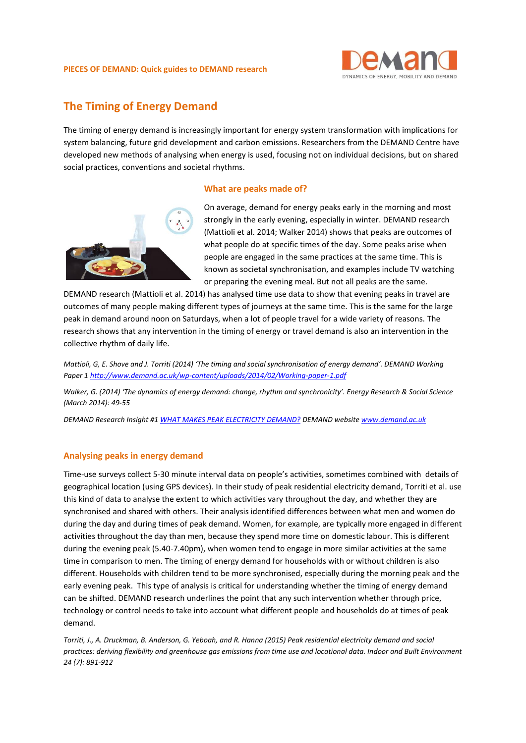PIECES OF DEMAND: Quick guides to DEMAND research

# The Timing of Energy Demand

The timing of energy demand is increasingly important for energy system transformation with implications for system balancing, future grid development and carbon emissions. Researchers from the DEMAND Centre have developed new methods of analysing when energy is used, focusing not on individual decisions, but on shared social practices, conventions and societal rhythms.

## What are peaks made of?

On average, demand for energy peaks early in the morning and most strongly in the early evening, especially in winter. DEMAND research (Mattioli et al. 2014; Walker 2014) shows that peaks are outcomes of what people do at specific times of the day. Some peaks arise when people are engaged in the same practices at the same time. This is known as societal synchronisation, and examples include TV watching or preparing the evening meal. But not all peaks are the same. DEMAND research (Mattioli et al. 2014) has analysed time use data to show that evening peaks in travel are outcomes of many people making different types of journeys at the same time. This is the same for the large peak in demand around noon on Saturdays, when a lot of people travel for a wide variety of reasons. The research shows that any intervention in the timing of energy or travel demand is also an intervention in the collective rhythm of daily life.

*Mattioli, G, E. Shove and J. Torriti (2014) 'The timing and social synchronisation of energy demand'. DEMAND Working Paper 1 [http://www.demand.ac.uk/wp-content/uploads/2014/02/Working-paper-1.pdf](http://www.demand.ac.uk/wp-content/uploads/2014/02/Working-paper-1.pdf)*

*Walker, G. (2014) 'The dynamics of energy demand: change, rhythm and synchronicity'. Energy Research & Social Science (March 2014): 49-55*

*DEMAND Research Insight #1 WHAT MAKES PEAK ELECTRICITY DEMAND? DEMAND website [www.demand.ac.uk](http://www.demand.ac.uk)*

## Analysing peaks in energy demand

Time-use surveys collect 5-30 minute interval data on people's activities, sometimes combined with details of geographical location (using GPS devices). In their study of peak residential electricity demand, Torriti et al. use this kind of data to analyse the extent to which activities vary throughout the day, and whether they are synchronised and shared with others. Their analysis identified differences between what men and women do during the day and during times of peak demand. Women, for example, are typically more engaged in different activities throughout the day than men, because they spend more time on domestic labour. This is different during the evening peak (5.40-7.40pm), when women tend to engage in more similar activities at the same time in comparison to men. The timing of energy demand for households with or without children is also different. Households with children tend to be more synchronised, especially during the morning peak and the early evening peak. This type of analysis is critical for understanding whether the timing of energy demand can be shifted. DEMAND research underlines the point that any such intervention whether through price, technology or control needs to take into account what different people and households do at times of peak demand.

*Torriti, J., A. Druckman, B. Anderson, G. Yeboah, and R. Hanna (2015) Peak residential electricity demand and social practices: deriving flexibility and greenhouse gas emissions from time use and locational data. Indoor and Built Environment 24 (7): 891-912*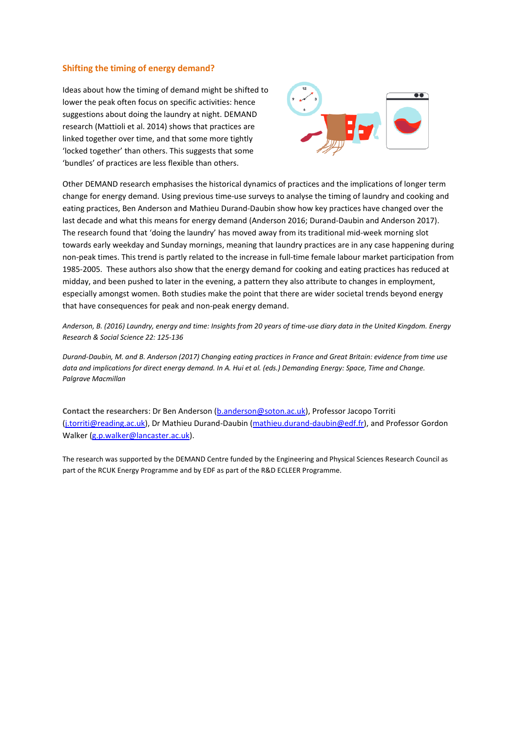## Shifting the timing of energy demand?

Ideas about how the timing of demand might be shifted to lower the peak often focus on specific activities: hence suggestions about doing the laundry at night. DEMAND research (Mattioli et al. 2014) shows that practices are linked together over time, and that some more tightly 'locked together' than others. This suggests that some 'bundles' of practices are less flexible than others.

Other DEMAND research emphasises the historical dynamics of practices and the implications of longer term change for energy demand. Using previous time-use surveys to analyse the timing of laundry and cooking and eating practices, Ben Anderson and Mathieu Durand-Daubin show how key practices have changed over the last decade and what this means for energy demand (Anderson 2016; Durand-Daubin and Anderson 2017). The research found that 'doing the laundry' has moved away from its traditional mid-week morning slot towards early weekday and Sunday mornings, meaning that laundry practices are in any case happening during non-peak times. This trend is partly related to the increase in full-time female labour market participation from 1985-2005. These authors also show that the energy demand for cooking and eating practices has reduced at midday, and been pushed to later in the evening, a pattern they also attribute to changes in employment, especially amongst women. Both studies make the point that there are wider societal trends beyond energy that have consequences for peak and non-peak energy demand.

*Anderson, B. (2016) Laundry, energy and time: Insights from 20 years of time-use diary data in the United Kingdom. Energy Research & Social Science 22: 125-136*

*Durand-Daubin, M. and B. Anderson (2017) Changing eating practices in France and Great Britain: evidence from time use data and implications for direct energy demand. In A. Hui et al. (eds.) Demanding Energy: Space, Time and Change. Palgrave Macmillan*

**Contact the researchers**: Dr Ben Anderson (b.anderson@soton.ac.uk), Professor Jacopo Torriti (j.torriti@reading.ac.uk), Dr Mathieu Durand-Daubin (mathieu.durand-daubin@edf.fr), and Professor Gordon Walker (g.p.walker@lancaster.ac.uk).

The research was supported by the DEMAND Centre funded by the Engineering and Physical Sciences Research Council as part of the RCUK Energy Programme and by EDF as part of the R&D ECLEER Programme.